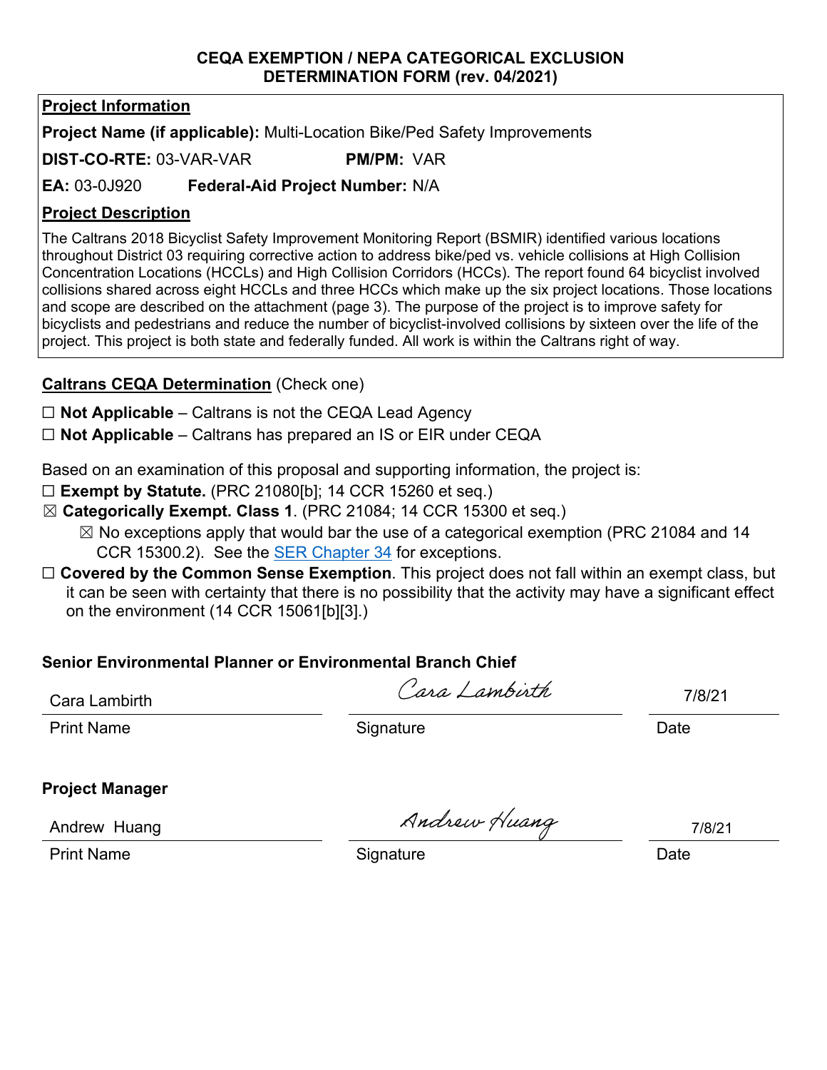**CEQA EXEMPTION / NEPA CATEGORICAL EXCLUSION DETERMINATION FORM (rev. 04/2021)**

## Project Information

**Project Name (if applicable):** Multi-Location Bike/Ped Safety Improvements

**DIST-CO-RTE:** 03-VAR-VAR **PM/PM:** VAR

**EA:** 03-0J920 **Federal-Aid Project Number:** N/A

## Project Description

The Caltrans 2018 Bicyclist Safety Improvement Monitoring Report (BSMIR) identified various locations throughout District 03 requiring corrective action to address bike/ped vs. vehicle collisions at High Collision Concentration Locations (HCCLs) and High Collision Corridors (HCCs). The report found 64 bicyclist involved collisions shared across eight HCCLs and three HCCs which make up the six project locations. Those locations and scope are described on the attachment (page 3). The purpose of the project is to improve safety for bicyclists and pedestrians and reduce the number of bicyclist-involved collisions by sixteen over the life of the project. This project is both state and federally funded. All work is within the Caltrans right of way.

## Caltrans CEQA Determination (Check one)

☐ **Not Applicable** – Caltrans is not the CEQA Lead Agency

☐ **Not Applicable** – Caltrans has prepared an IS or EIR under CEQA

Based on an examination of this proposal and supporting information, the project is:

☐ **Exempt by Statute.** (PRC 21080[b]; 14 CCR 15260 et seq.)

☒ **Categorically Exempt. Class 1**. (PRC 21084; 14 CCR 15300 et seq.)

☒ No exceptions apply that would bar the use of a categorical exemption (PRC 21084 and 14 CCR 15300.2). See the SER Chapter 34 for exceptions.

☐ **Covered by the Common Sense Exemption**. This project does not fall within an exempt class, but it can be seen with certainty that there is no possibility that the activity may have a significant effect on the environment (14 CCR 15061[b][3].)

**Senior Environmental Planner or Environmental Branch Chief**

| Cara Lambirth | Cara Lambirth | 7/8/21 |
|---|---|---|
| Print Name | Signature | Date |

**Project Manager**

| Andrew Huang | Andrew Huang | 7/8/21 |
|---|---|---|
| Print Name | Signature | Date |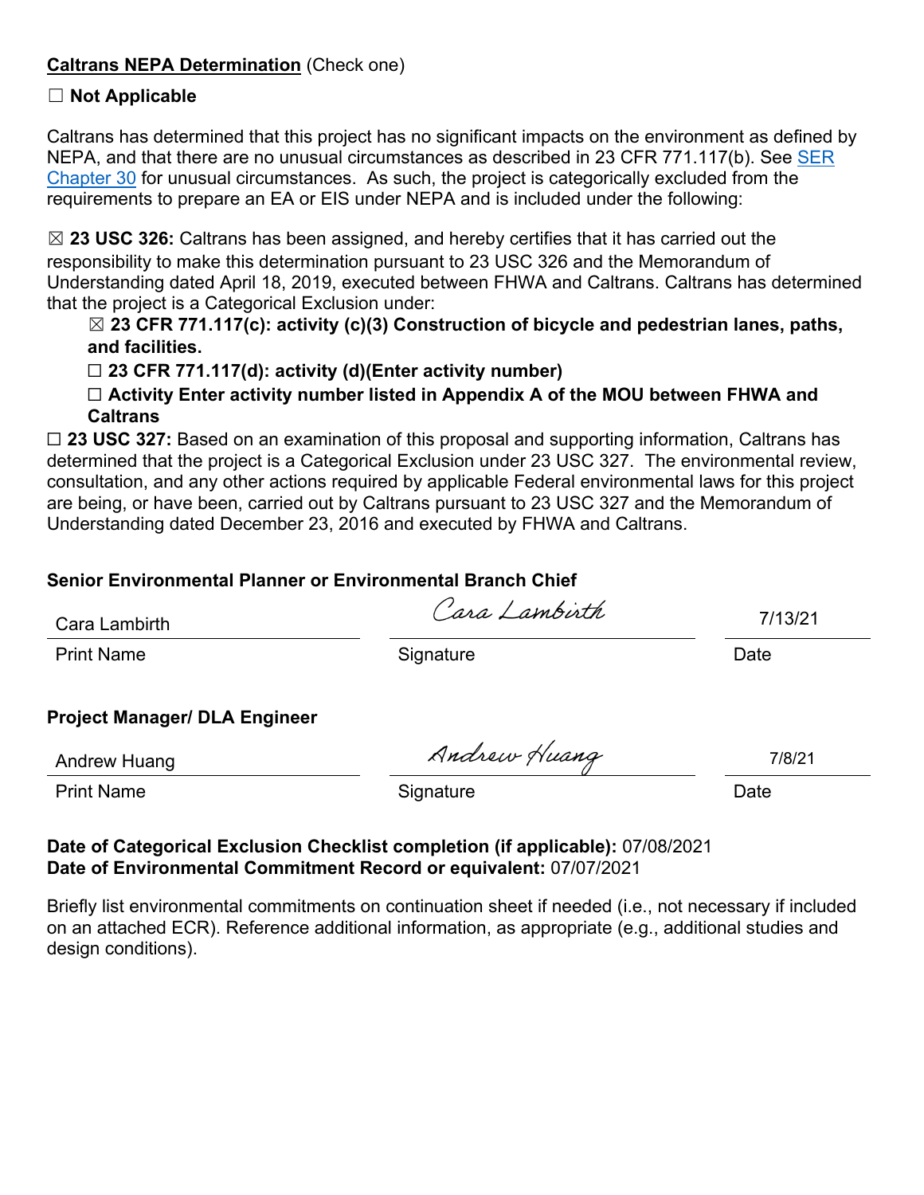**Caltrans NEPA Determination** (Check one)

☐ **Not Applicable**

Caltrans has determined that this project has no significant impacts on the environment as defined by NEPA, and that there are no unusual circumstances as described in 23 CFR 771.117(b). See SER Chapter 30 for unusual circumstances. As such, the project is categorically excluded from the requirements to prepare an EA or EIS under NEPA and is included under the following:

☒ **23 USC 326:** Caltrans has been assigned, and hereby certifies that it has carried out the responsibility to make this determination pursuant to 23 USC 326 and the Memorandum of Understanding dated April 18, 2019, executed between FHWA and Caltrans. Caltrans has determined that the project is a Categorical Exclusion under:

> ☒ **23 CFR 771.117(c): activity (c)(3) Construction of bicycle and pedestrian lanes, paths, and facilities.**
>
> ☐ **23 CFR 771.117(d): activity (d)(Enter activity number)**
>
> ☐ **Activity Enter activity number listed in Appendix A of the MOU between FHWA and Caltrans**

☐ **23 USC 327:** Based on an examination of this proposal and supporting information, Caltrans has determined that the project is a Categorical Exclusion under 23 USC 327. The environmental review, consultation, and any other actions required by applicable Federal environmental laws for this project are being, or have been, carried out by Caltrans pursuant to 23 USC 327 and the Memorandum of Understanding dated December 23, 2016 and executed by FHWA and Caltrans.

**Senior Environmental Planner or Environmental Branch Chief**

| Cara Lambirth | Cara Lambirth | 7/13/21 |
|---|---|---|
| Print Name | Signature | Date |

**Project Manager/ DLA Engineer**

| Andrew Huang | Andrew Huang | 7/8/21 |
|---|---|---|
| Print Name | Signature | Date |

**Date of Categorical Exclusion Checklist completion (if applicable):** 07/08/2021
**Date of Environmental Commitment Record or equivalent:** 07/07/2021

Briefly list environmental commitments on continuation sheet if needed (i.e., not necessary if included on an attached ECR). Reference additional information, as appropriate (e.g., additional studies and design conditions).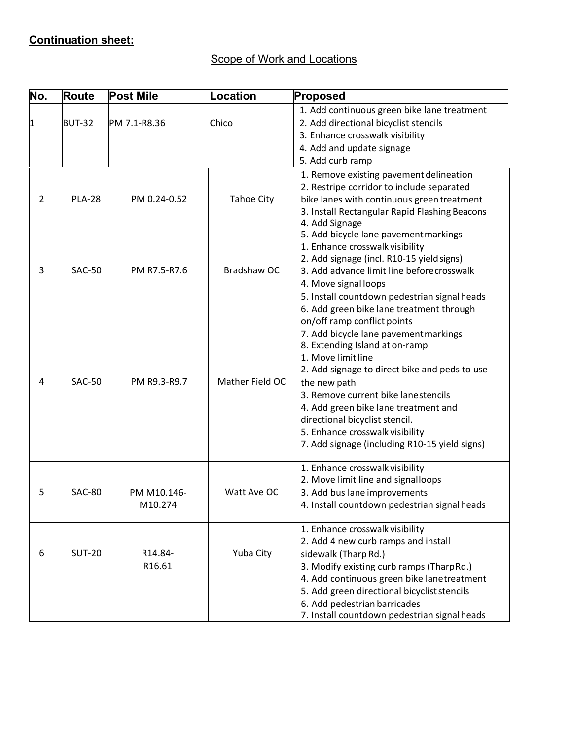**Continuation sheet:**

Scope of Work and Locations

| No. | Route | Post Mile | Location | Proposed |
|---|---|---|---|---|
| 1 | BUT-32 | PM 7.1-R8.36 | Chico | 1. Add continuous green bike lane treatment<br>2. Add directional bicyclist stencils<br>3. Enhance crosswalk visibility<br>4. Add and update signage<br>5. Add curb ramp |
| 2 | PLA-28 | PM 0.24-0.52 | Tahoe City | 1. Remove existing pavement delineation<br>2. Restripe corridor to include separated bike lanes with continuous green treatment<br>3. Install Rectangular Rapid Flashing Beacons<br>4. Add Signage<br>5. Add bicycle lane pavement markings |
| 3 | SAC-50 | PM R7.5-R7.6 | Bradshaw OC | 1. Enhance crosswalk visibility<br>2. Add signage (incl. R10-15 yield signs)<br>3. Add advance limit line before crosswalk<br>4. Move signal loops<br>5. Install countdown pedestrian signal heads<br>6. Add green bike lane treatment through on/off ramp conflict points<br>7. Add bicycle lane pavement markings<br>8. Extending Island at on-ramp |
| 4 | SAC-50 | PM R9.3-R9.7 | Mather Field OC | 1. Move limit line<br>2. Add signage to direct bike and peds to use the new path<br>3. Remove current bike lane stencils<br>4. Add green bike lane treatment and directional bicyclist stencil.<br>5. Enhance crosswalk visibility<br>7. Add signage (including R10-15 yield signs) |
| 5 | SAC-80 | PM M10.146-M10.274 | Watt Ave OC | 1. Enhance crosswalk visibility<br>2. Move limit line and signal loops<br>3. Add bus lane improvements<br>4. Install countdown pedestrian signal heads |
| 6 | SUT-20 | R14.84-R16.61 | Yuba City | 1. Enhance crosswalk visibility<br>2. Add 4 new curb ramps and install sidewalk (Tharp Rd.)<br>3. Modify existing curb ramps (Tharp Rd.)<br>4. Add continuous green bike lane treatment<br>5. Add green directional bicyclist stencils<br>6. Add pedestrian barricades<br>7. Install countdown pedestrian signal heads |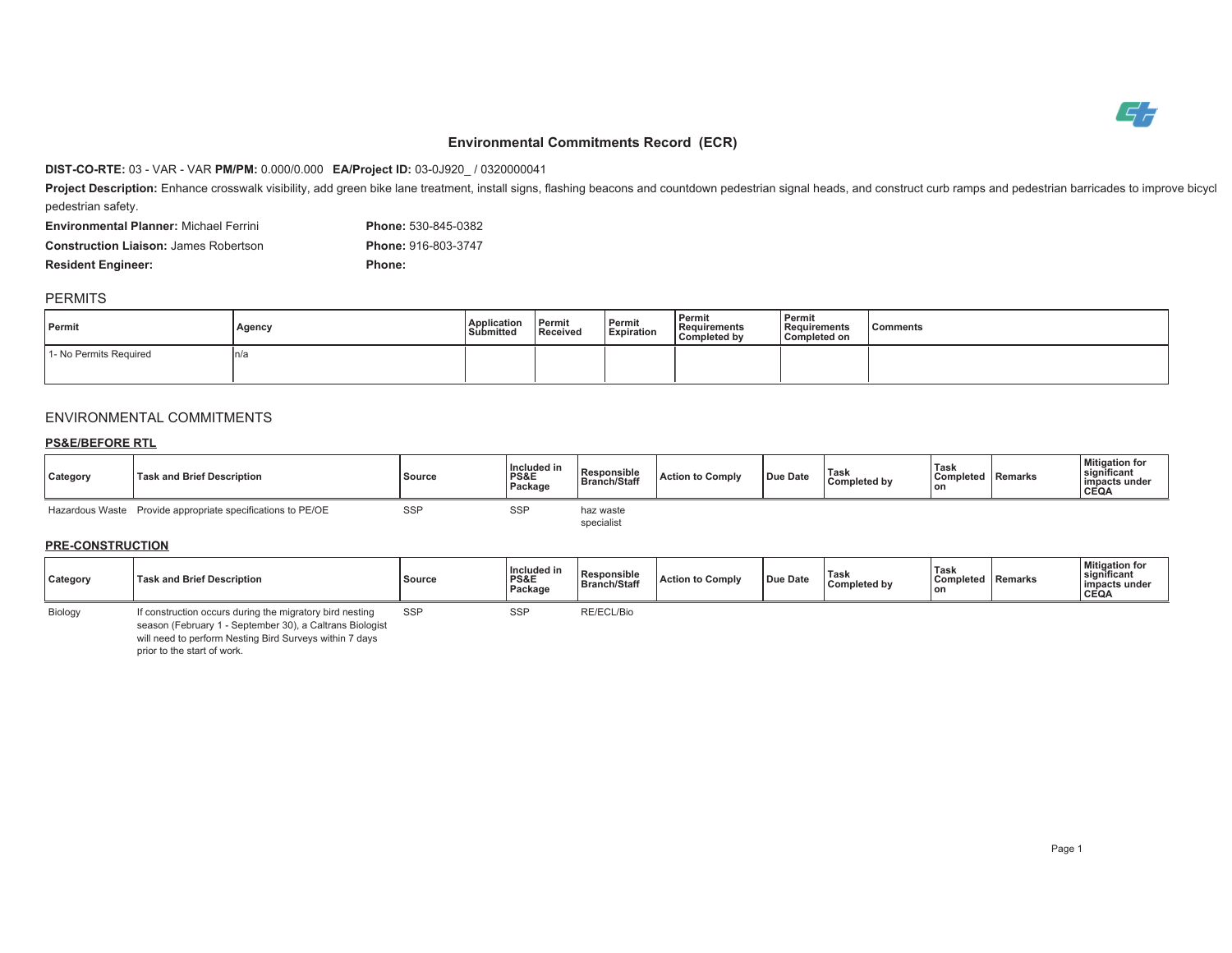# Environmental Commitments Record (ECR)

**DIST-CO-RTE:** 03 - VAR - VAR **PM/PM:** 0.000/0.000 **EA/Project ID:** 03-0J920_ / 0320000041

**Project Description:** Enhance crosswalk visibility, add green bike lane treatment, install signs, flashing beacons and countdown pedestrian signal heads, and construct curb ramps and pedestrian barricades to improve bicycl pedestrian safety.

**Environmental Planner:** Michael Ferrini **Phone:** 530-845-0382

**Construction Liaison:** James Robertson **Phone:** 916-803-3747

**Resident Engineer:** **Phone:**

## PERMITS

| Permit | Agency | Application Submitted | Permit Received | Permit Expiration | Permit Requirements Completed by | Permit Requirements Completed on | Comments |
|---|---|---|---|---|---|---|---|
| 1- No Permits Required | n/a | | | | | | |

## ENVIRONMENTAL COMMITMENTS

### PS&E/BEFORE RTL

| Category | Task and Brief Description | Source | Included in PS&E Package | Responsible Branch/Staff | Action to Comply | Due Date | Task Completed by | Task Completed on | Remarks | Mitigation for significant impacts under CEQA |
|---|---|---|---|---|---|---|---|---|---|---|
| Hazardous Waste | Provide appropriate specifications to PE/OE | SSP | SSP | haz waste specialist | | | | | | |

### PRE-CONSTRUCTION

| Category | Task and Brief Description | Source | Included in PS&E Package | Responsible Branch/Staff | Action to Comply | Due Date | Task Completed by | Task Completed on | Remarks | Mitigation for significant impacts under CEQA |
|---|---|---|---|---|---|---|---|---|---|---|
| Biology | If construction occurs during the migratory bird nesting season (February 1 - September 30), a Caltrans Biologist will need to perform Nesting Bird Surveys within 7 days prior to the start of work. | SSP | SSP | RE/ECL/Bio | | | | | | |